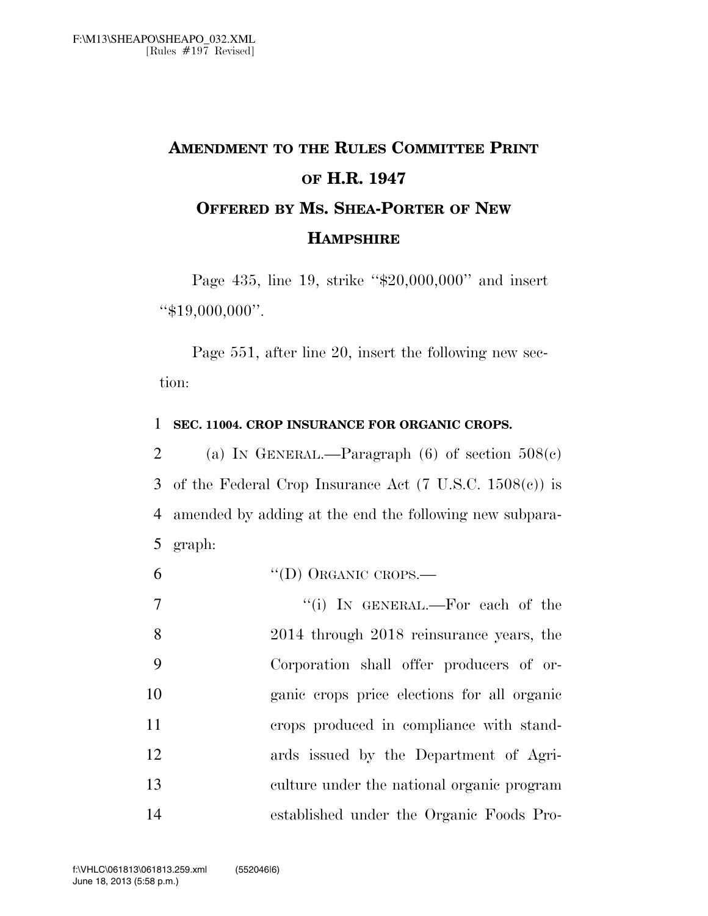# AMENDMENT TO THE RULES COMMITTEE PRINT OF H.R. 1947

## OFFERED BY MS. SHEA-PORTER OF NEW HAMPSHIRE

Page 435, line 19, strike "$20,000,000" and insert "$19,000,000".

Page 551, after line 20, insert the following new section:

**SEC. 11004. CROP INSURANCE FOR ORGANIC CROPS.**

(a) IN GENERAL.—Paragraph (6) of section 508(c) of the Federal Crop Insurance Act (7 U.S.C. 1508(c)) is amended by adding at the end the following new subparagraph:

"(D) ORGANIC CROPS.—

"(i) IN GENERAL.—For each of the 2014 through 2018 reinsurance years, the Corporation shall offer producers of organic crops price elections for all organic crops produced in compliance with standards issued by the Department of Agriculture under the national organic program established under the Organic Foods Pro-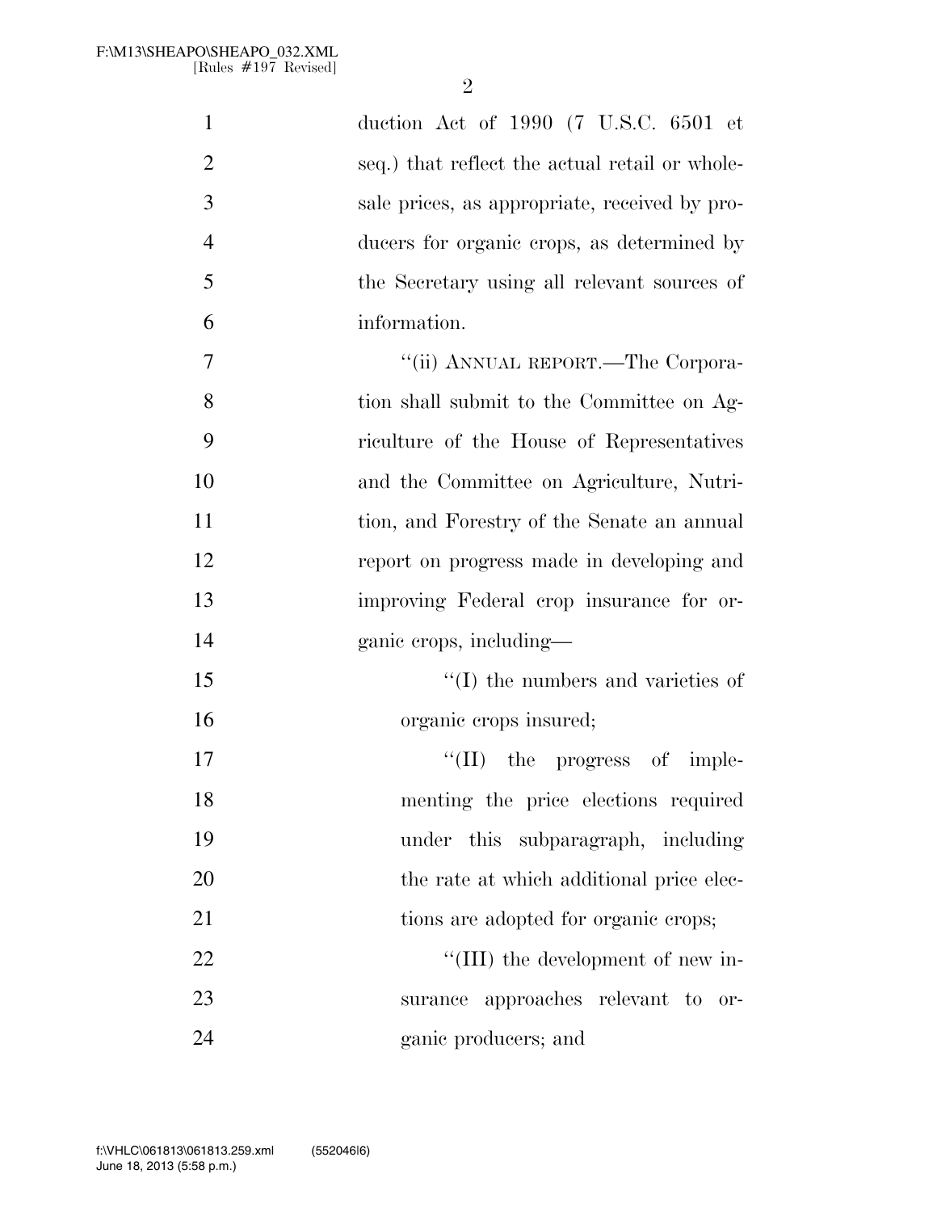duction Act of 1990 (7 U.S.C. 6501 et seq.) that reflect the actual retail or wholesale prices, as appropriate, received by producers for organic crops, as determined by the Secretary using all relevant sources of information.

''(ii) ANNUAL REPORT.—The Corporation shall submit to the Committee on Agriculture of the House of Representatives and the Committee on Agriculture, Nutrition, and Forestry of the Senate an annual report on progress made in developing and improving Federal crop insurance for organic crops, including—

''(I) the numbers and varieties of organic crops insured;

''(II) the progress of implementing the price elections required under this subparagraph, including the rate at which additional price elections are adopted for organic crops;

''(III) the development of new insurance approaches relevant to organic producers; and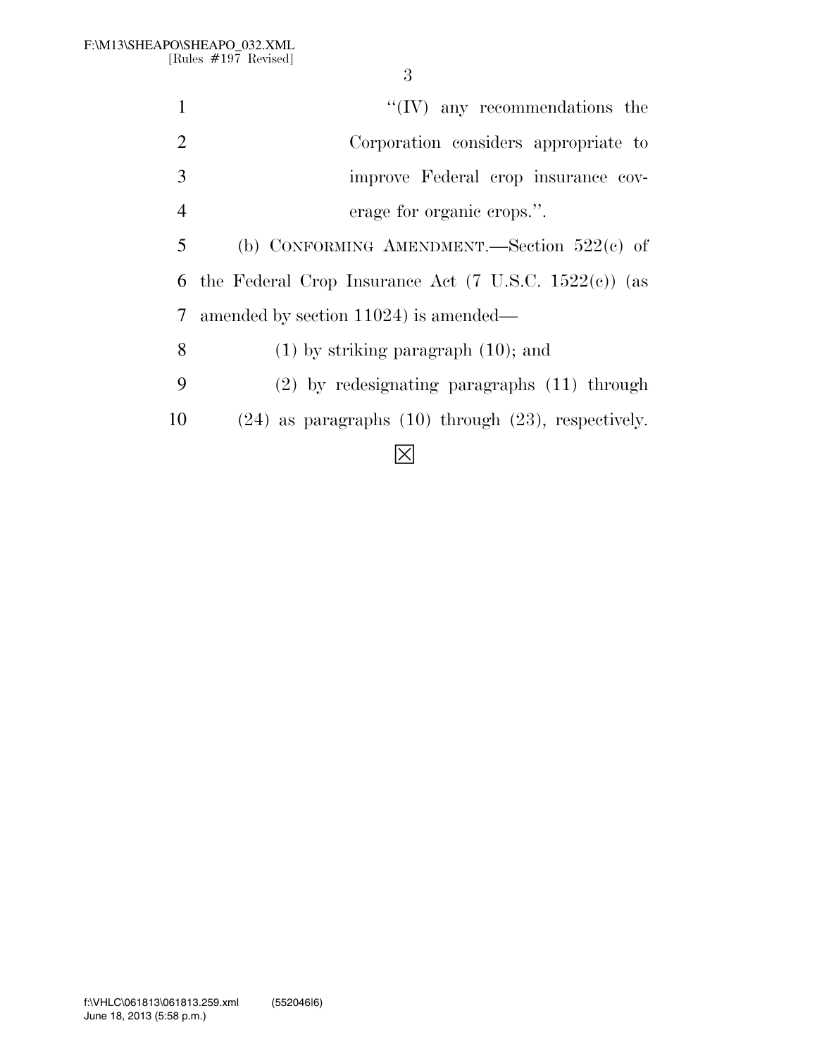"(IV) any recommendations the Corporation considers appropriate to improve Federal crop insurance coverage for organic crops.".

(b) CONFORMING AMENDMENT.—Section 522(c) of the Federal Crop Insurance Act (7 U.S.C. 1522(c)) (as amended by section 11024) is amended—

(1) by striking paragraph (10); and

(2) by redesignating paragraphs (11) through (24) as paragraphs (10) through (23), respectively.